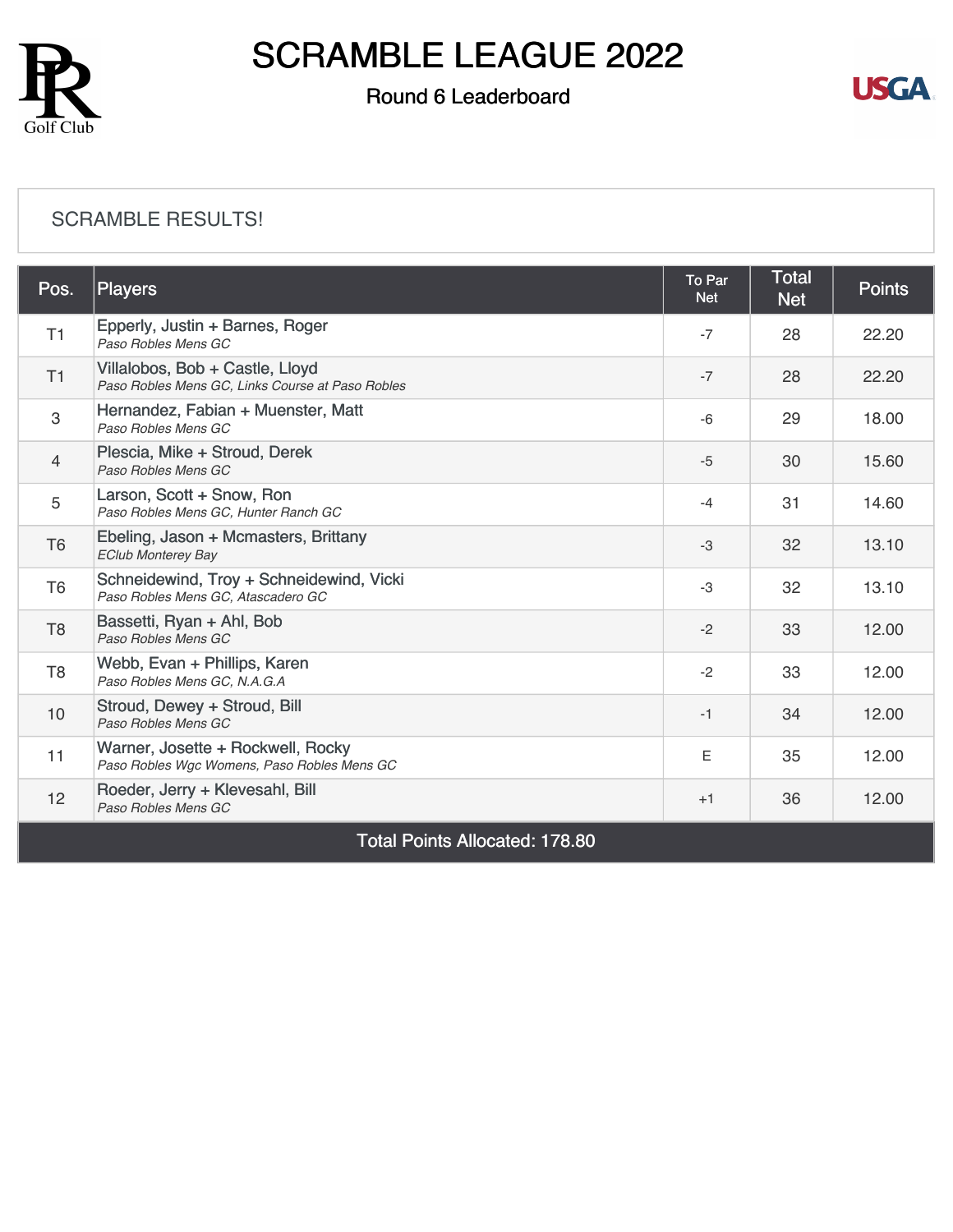# SCRAMBLE LEAGUE 2022

## Round 6 Leaderboard

SCRAMBLE RESULTS!

| Pos. | Players | To Par Net | Total Net | Points |
|---|---|---|---|---|
| T1 | Epperly, Justin + Barnes, Roger<br>*Paso Robles Mens GC* | -7 | 28 | 22.20 |
| T1 | Villalobos, Bob + Castle, Lloyd<br>*Paso Robles Mens GC, Links Course at Paso Robles* | -7 | 28 | 22.20 |
| 3 | Hernandez, Fabian + Muenster, Matt<br>*Paso Robles Mens GC* | -6 | 29 | 18.00 |
| 4 | Plescia, Mike + Stroud, Derek<br>*Paso Robles Mens GC* | -5 | 30 | 15.60 |
| 5 | Larson, Scott + Snow, Ron<br>*Paso Robles Mens GC, Hunter Ranch GC* | -4 | 31 | 14.60 |
| T6 | Ebeling, Jason + Mcmasters, Brittany<br>*EClub Monterey Bay* | -3 | 32 | 13.10 |
| T6 | Schneidewind, Troy + Schneidewind, Vicki<br>*Paso Robles Mens GC, Atascadero GC* | -3 | 32 | 13.10 |
| T8 | Bassetti, Ryan + Ahl, Bob<br>*Paso Robles Mens GC* | -2 | 33 | 12.00 |
| T8 | Webb, Evan + Phillips, Karen<br>*Paso Robles Mens GC, N.A.G.A* | -2 | 33 | 12.00 |
| 10 | Stroud, Dewey + Stroud, Bill<br>*Paso Robles Mens GC* | -1 | 34 | 12.00 |
| 11 | Warner, Josette + Rockwell, Rocky<br>*Paso Robles Wgc Womens, Paso Robles Mens GC* | E | 35 | 12.00 |
| 12 | Roeder, Jerry + Klevesahl, Bill<br>*Paso Robles Mens GC* | +1 | 36 | 12.00 |
| Total Points Allocated: 178.80 | | | | |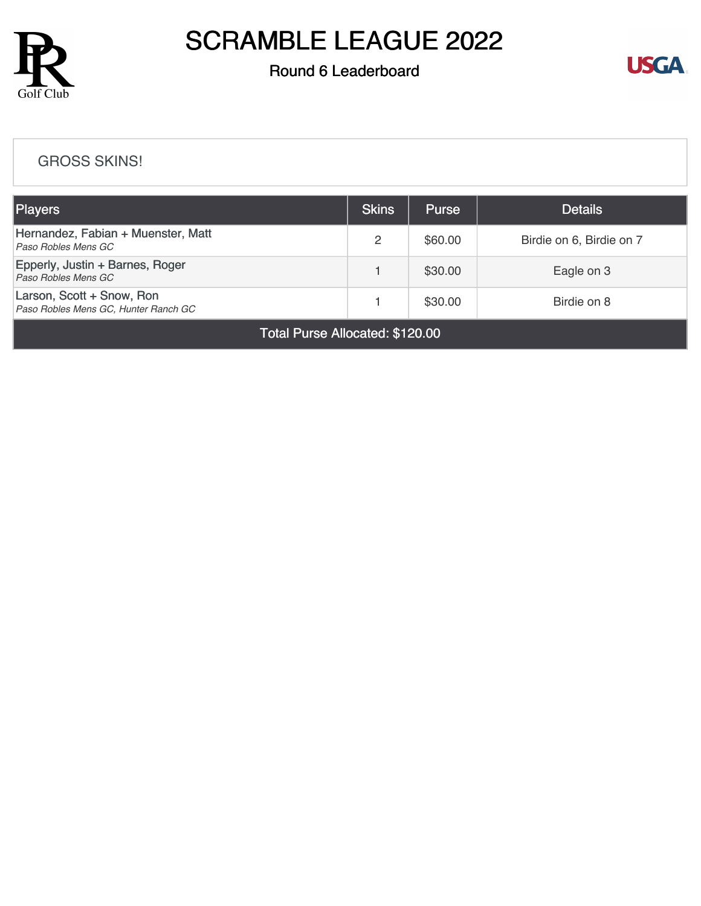# SCRAMBLE LEAGUE 2022

## Round 6 Leaderboard

GROSS SKINS!

| Players | Skins | Purse | Details |
|---|---|---|---|
| Hernandez, Fabian + Muenster, Matt<br>*Paso Robles Mens GC* | 2 | $60.00 | Birdie on 6, Birdie on 7 |
| Epperly, Justin + Barnes, Roger<br>*Paso Robles Mens GC* | 1 | $30.00 | Eagle on 3 |
| Larson, Scott + Snow, Ron<br>*Paso Robles Mens GC, Hunter Ranch GC* | 1 | $30.00 | Birdie on 8 |
| Total Purse Allocated: $120.00 | | | |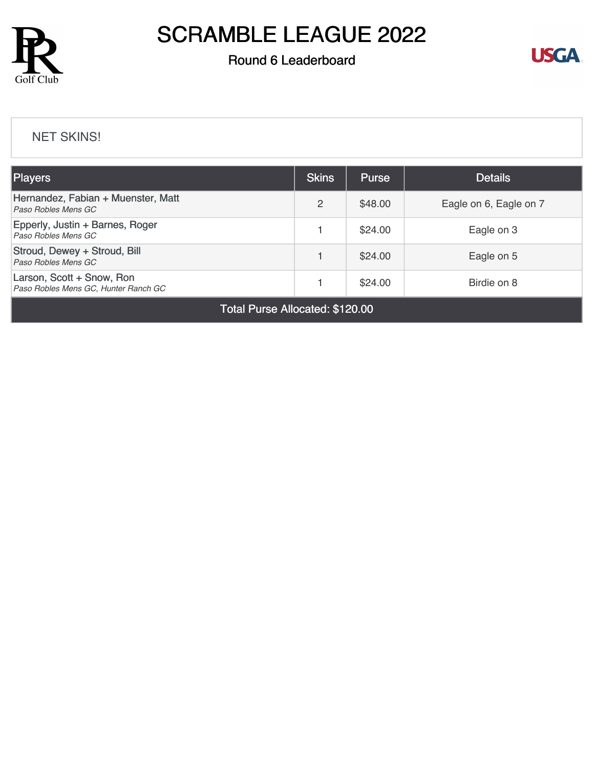# SCRAMBLE LEAGUE 2022

## Round 6 Leaderboard

NET SKINS!

| Players | Skins | Purse | Details |
|---|---|---|---|
| Hernandez, Fabian + Muenster, Matt<br>*Paso Robles Mens GC* | 2 | $48.00 | Eagle on 6, Eagle on 7 |
| Epperly, Justin + Barnes, Roger<br>*Paso Robles Mens GC* | 1 | $24.00 | Eagle on 3 |
| Stroud, Dewey + Stroud, Bill<br>*Paso Robles Mens GC* | 1 | $24.00 | Eagle on 5 |
| Larson, Scott + Snow, Ron<br>*Paso Robles Mens GC, Hunter Ranch GC* | 1 | $24.00 | Birdie on 8 |
| Total Purse Allocated: $120.00 | | | |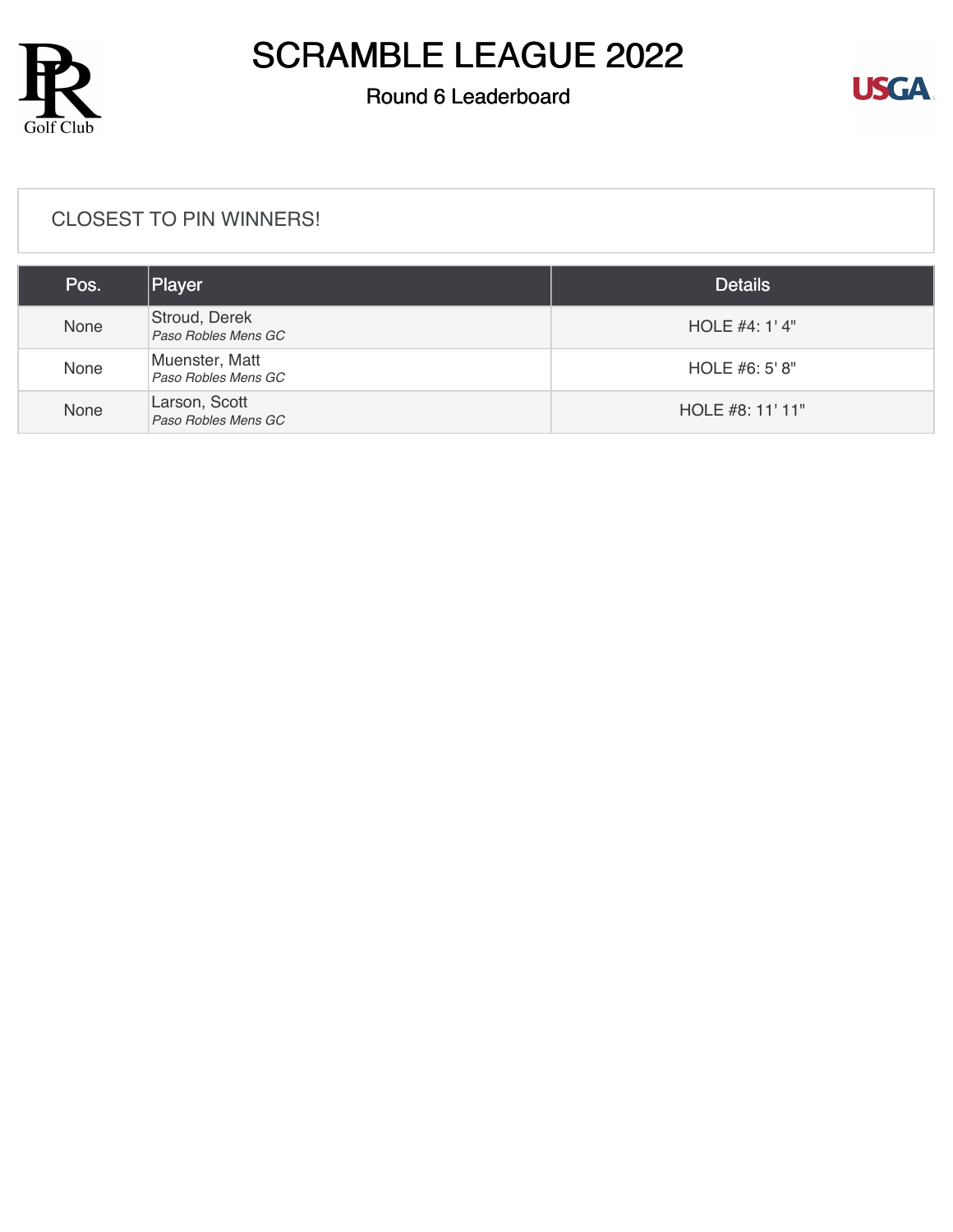# SCRAMBLE LEAGUE 2022

## Round 6 Leaderboard

CLOSEST TO PIN WINNERS!

| Pos. | Player | Details |
|---|---|---|
| None | Stroud, Derek *Paso Robles Mens GC* | HOLE #4: 1' 4" |
| None | Muenster, Matt *Paso Robles Mens GC* | HOLE #6: 5' 8" |
| None | Larson, Scott *Paso Robles Mens GC* | HOLE #8: 11' 11" |